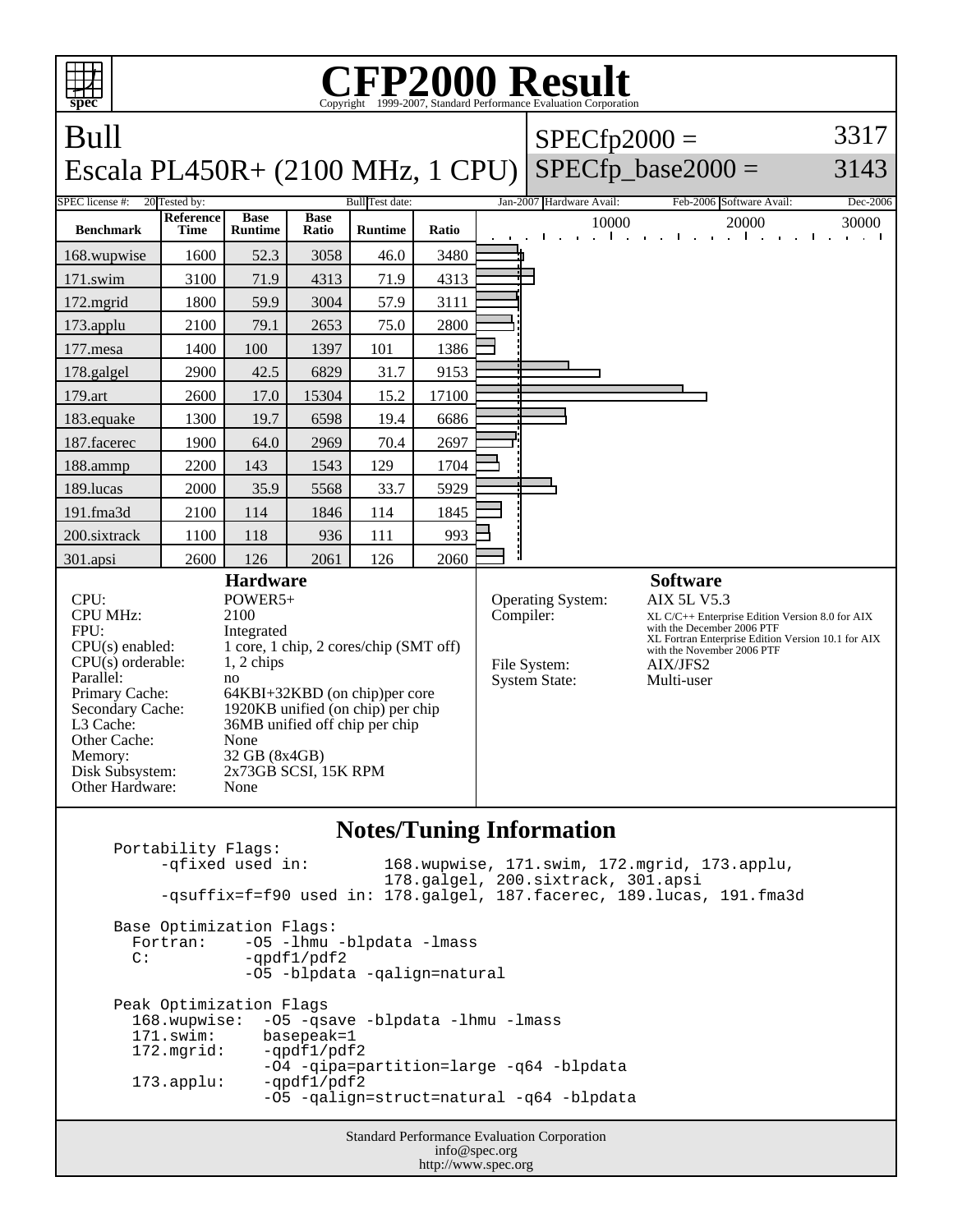# CFP2000 Result

Copyright 1999-2007, Standard Performance Evaluation Corporation

## Bull
## Escala PL450R+ (2100 MHz, 1 CPU)

SPECfp2000 = 3317
SPECfp_base2000 = 3143

| SPEC license #: | 20 | Tested by: | Bull | Test date: | Jan-2007 | Hardware Avail: | Feb-2006 | Software Avail: | Dec-2006 |
|---|---|---|---|---|---|---|---|---|---|

| Benchmark | Reference Time | Base Runtime | Base Ratio | Runtime | Ratio |
|---|---|---|---|---|---|
| 168.wupwise | 1600 | 52.3 | 3058 | 46.0 | 3480 |
| 171.swim | 3100 | 71.9 | 4313 | 71.9 | 4313 |
| 172.mgrid | 1800 | 59.9 | 3004 | 57.9 | 3111 |
| 173.applu | 2100 | 79.1 | 2653 | 75.0 | 2800 |
| 177.mesa | 1400 | 100 | 1397 | 101 | 1386 |
| 178.galgel | 2900 | 42.5 | 6829 | 31.7 | 9153 |
| 179.art | 2600 | 17.0 | 15304 | 15.2 | 17100 |
| 183.equake | 1300 | 19.7 | 6598 | 19.4 | 6686 |
| 187.facerec | 1900 | 64.0 | 2969 | 70.4 | 2697 |
| 188.ammp | 2200 | 143 | 1543 | 129 | 1704 |
| 189.lucas | 2000 | 35.9 | 5568 | 33.7 | 5929 |
| 191.fma3d | 2100 | 114 | 1846 | 114 | 1845 |
| 200.sixtrack | 1100 | 118 | 936 | 111 | 993 |
| 301.apsi | 2600 | 126 | 2061 | 126 | 2060 |

### Hardware

| | |
|---|---|
| CPU: | POWER5+ |
| CPU MHz: | 2100 |
| FPU: | Integrated |
| CPU(s) enabled: | 1 core, 1 chip, 2 cores/chip (SMT off) |
| CPU(s) orderable: | 1, 2 chips |
| Parallel: | no |
| Primary Cache: | 64KBI+32KBD (on chip)per core |
| Secondary Cache: | 1920KB unified (on chip) per chip |
| L3 Cache: | 36MB unified off chip per chip |
| Other Cache: | None |
| Memory: | 32 GB (8x4GB) |
| Disk Subsystem: | 2x73GB SCSI, 15K RPM |
| Other Hardware: | None |

### Software

| | |
|---|---|
| Operating System: | AIX 5L V5.3 |
| Compiler: | XL C/C++ Enterprise Edition Version 8.0 for AIX with the December 2006 PTF<br>XL Fortran Enterprise Edition Version 10.1 for AIX with the November 2006 PTF |
| File System: | AIX/JFS2 |
| System State: | Multi-user |

### Notes/Tuning Information

```
Portability Flags:
     -qfixed used in:        168.wupwise, 171.swim, 172.mgrid, 173.applu,
                             178.galgel, 200.sixtrack, 301.apsi
     -qsuffix=f=f90 used in: 178.galgel, 187.facerec, 189.lucas, 191.fma3d

Base Optimization Flags:
  Fortran:    -O5 -lhmu -blpdata -lmass
  C:          -qpdf1/pdf2
              -O5 -blpdata -qalign=natural

Peak Optimization Flags
  168.wupwise:  -O5 -qsave -blpdata -lhmu -lmass
  171.swim:     basepeak=1
  172.mgrid:    -qpdf1/pdf2
                -O4 -qipa=partition=large -q64 -blpdata
  173.applu:    -qpdf1/pdf2
                -O5 -qalign=struct=natural -q64 -blpdata
```

Standard Performance Evaluation Corporation
info@spec.org
http://www.spec.org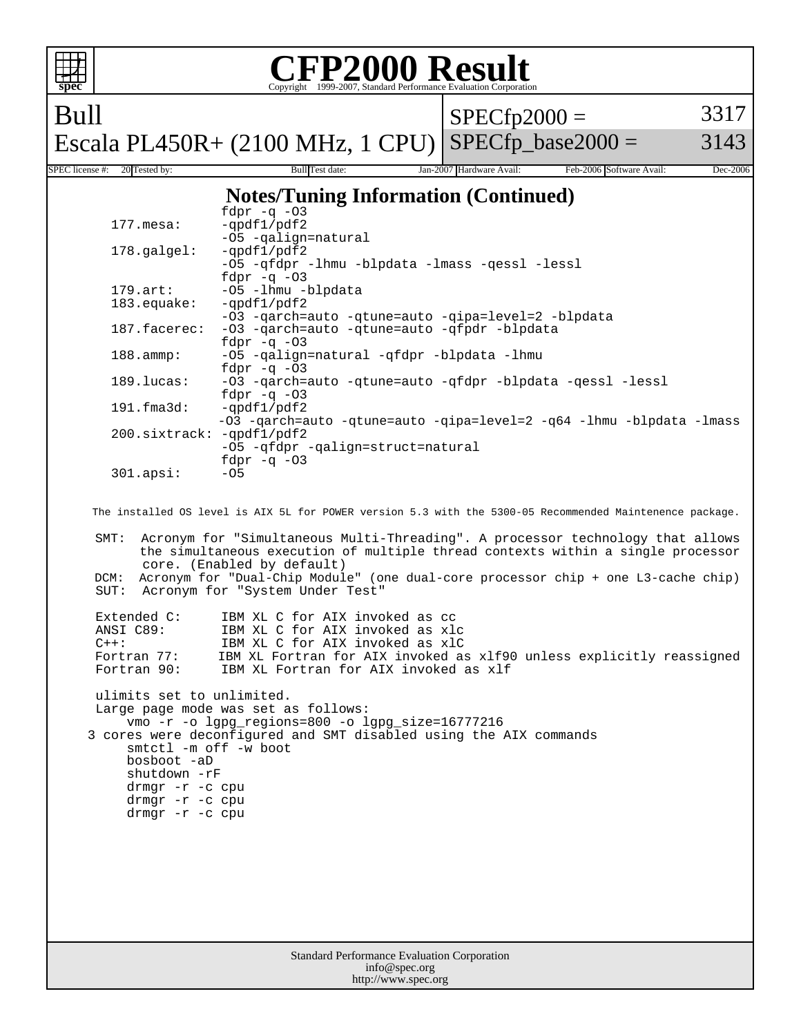# CFP2000 Result

Copyright 1999-2007, Standard Performance Evaluation Corporation

Bull
Escala PL450R+ (2100 MHz, 1 CPU)

SPECfp2000 = 3317
SPECfp_base2000 = 3143

SPEC license #: 20 Tested by: Bull Test date: Jan-2007 Hardware Avail: Feb-2006 Software Avail: Dec-2006

## Notes/Tuning Information (Continued)

```
                  fdpr -q -O3
    177.mesa:     -qpdf1/pdf2
                  -O5 -qalign=natural
    178.galgel:   -qpdf1/pdf2
                  -O5 -qfdpr -lhmu -blpdata -lmass -qessl -lessl
                  fdpr -q -O3
    179.art:      -O5 -lhmu -blpdata
    183.equake:   -qpdf1/pdf2
                  -O3 -qarch=auto -qtune=auto -qipa=level=2 -blpdata
    187.facerec:  -O3 -qarch=auto -qtune=auto -qfpdr -blpdata
                  fdpr -q -O3
    188.ammp:     -O5 -qalign=natural -qfdpr -blpdata -lhmu
                  fdpr -q -O3
    189.lucas:    -O3 -qarch=auto -qtune=auto -qfdpr -blpdata -qessl -lessl
                  fdpr -q -O3
    191.fma3d:    -qpdf1/pdf2
                  -O3 -qarch=auto -qtune=auto -qipa=level=2 -q64 -lhmu -blpdata -lmass
    200.sixtrack: -qpdf1/pdf2
                  -O5 -qfdpr -qalign=struct=natural
                  fdpr -q -O3
    301.apsi:     -O5
```

The installed OS level is AIX 5L for POWER version 5.3 with the 5300-05 Recommended Maintenence package.

SMT: Acronym for "Simultaneous Multi-Threading". A processor technology that allows the simultaneous execution of multiple thread contexts within a single processor core. (Enabled by default)
DCM: Acronym for "Dual-Chip Module" (one dual-core processor chip + one L3-cache chip)
SUT: Acronym for "System Under Test"

Extended C: IBM XL C for AIX invoked as cc
ANSI C89: IBM XL C for AIX invoked as xlc
C++: IBM XL C for AIX invoked as xlC
Fortran 77: IBM XL Fortran for AIX invoked as xlf90 unless explicitly reassigned
Fortran 90: IBM XL Fortran for AIX invoked as xlf

ulimits set to unlimited.
Large page mode was set as follows:

```
vmo -r -o lgpg_regions=800 -o lgpg_size=16777216
```

3 cores were deconfigured and SMT disabled using the AIX commands

```
smtctl -m off -w boot
bosboot -aD
shutdown -rF
drmgr -r -c cpu
drmgr -r -c cpu
drmgr -r -c cpu
```

Standard Performance Evaluation Corporation
info@spec.org
http://www.spec.org